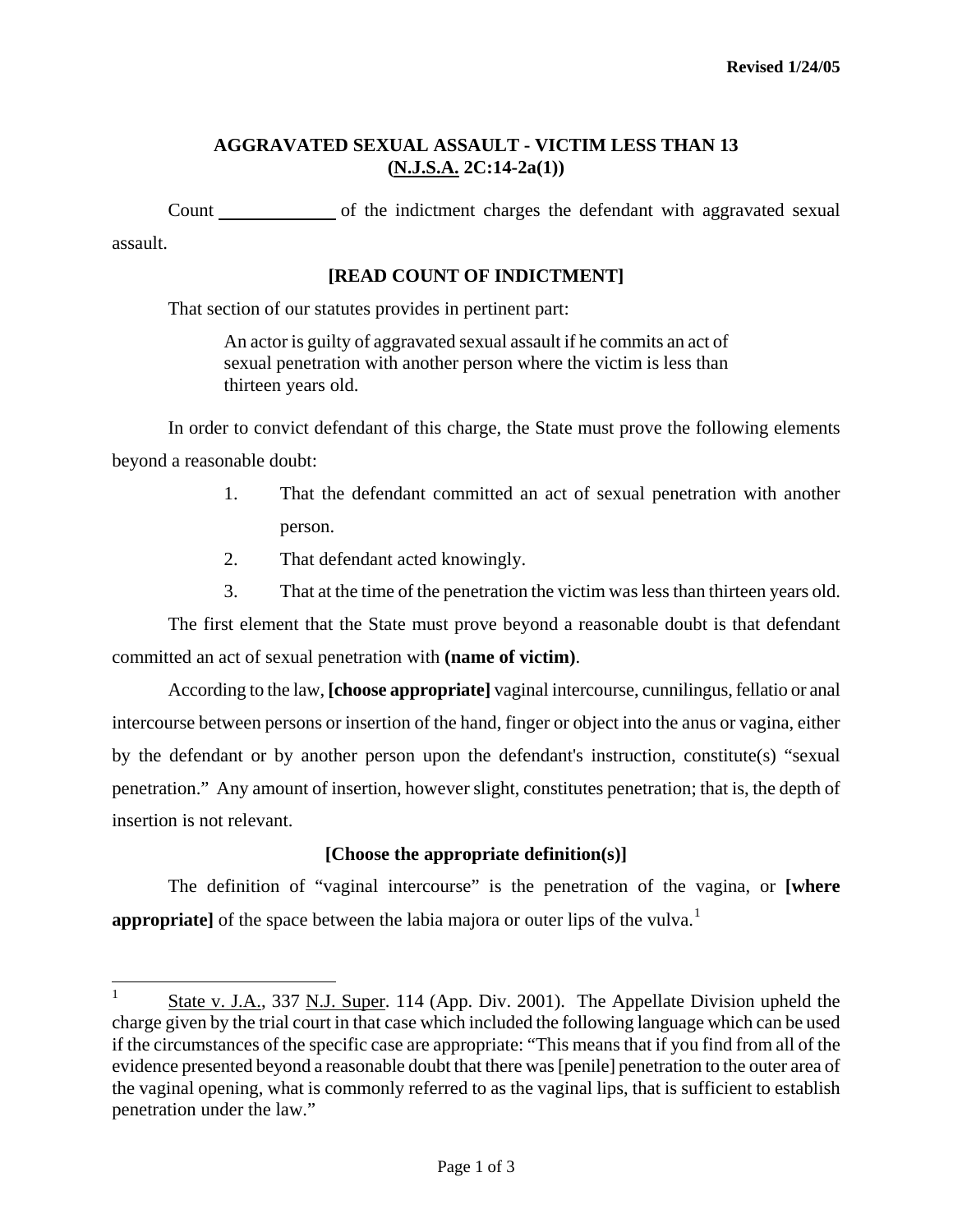Revised 1/24/05

# AGGRAVATED SEXUAL ASSAULT - VICTIM LESS THAN 13 (N.J.S.A. 2C:14-2a(1))

Count ____________ of the indictment charges the defendant with aggravated sexual assault.

**[READ COUNT OF INDICTMENT]**

That section of our statutes provides in pertinent part:

> An actor is guilty of aggravated sexual assault if he commits an act of sexual penetration with another person where the victim is less than thirteen years old.

In order to convict defendant of this charge, the State must prove the following elements beyond a reasonable doubt:

1. That the defendant committed an act of sexual penetration with another person.
2. That defendant acted knowingly.
3. That at the time of the penetration the victim was less than thirteen years old.

The first element that the State must prove beyond a reasonable doubt is that defendant committed an act of sexual penetration with **(name of victim)**.

According to the law, **[choose appropriate]** vaginal intercourse, cunnilingus, fellatio or anal intercourse between persons or insertion of the hand, finger or object into the anus or vagina, either by the defendant or by another person upon the defendant's instruction, constitute(s) "sexual penetration." Any amount of insertion, however slight, constitutes penetration; that is, the depth of insertion is not relevant.

**[Choose the appropriate definition(s)]**

The definition of "vaginal intercourse" is the penetration of the vagina, or **[where appropriate]** of the space between the labia majora or outer lips of the vulva.[1]

---

[1] State v. J.A., 337 N.J. Super. 114 (App. Div. 2001). The Appellate Division upheld the charge given by the trial court in that case which included the following language which can be used if the circumstances of the specific case are appropriate: "This means that if you find from all of the evidence presented beyond a reasonable doubt that there was [penile] penetration to the outer area of the vaginal opening, what is commonly referred to as the vaginal lips, that is sufficient to establish penetration under the law."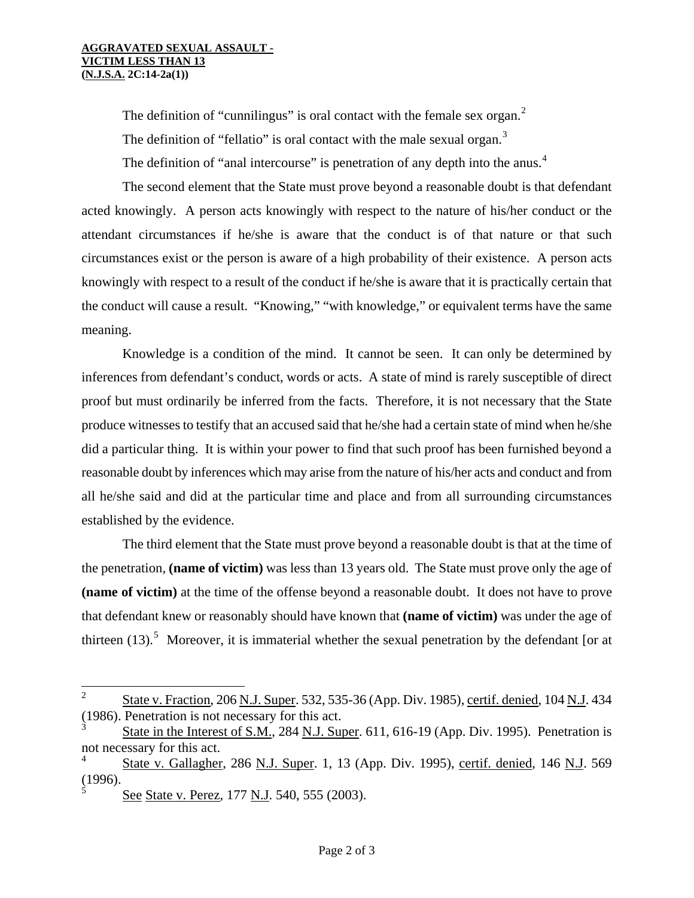The definition of "cunnilingus" is oral contact with the female sex organ.[2]

The definition of "fellatio" is oral contact with the male sexual organ.[3]

The definition of "anal intercourse" is penetration of any depth into the anus.[4]

The second element that the State must prove beyond a reasonable doubt is that defendant acted knowingly. A person acts knowingly with respect to the nature of his/her conduct or the attendant circumstances if he/she is aware that the conduct is of that nature or that such circumstances exist or the person is aware of a high probability of their existence. A person acts knowingly with respect to a result of the conduct if he/she is aware that it is practically certain that the conduct will cause a result. "Knowing," "with knowledge," or equivalent terms have the same meaning.

Knowledge is a condition of the mind. It cannot be seen. It can only be determined by inferences from defendant's conduct, words or acts. A state of mind is rarely susceptible of direct proof but must ordinarily be inferred from the facts. Therefore, it is not necessary that the State produce witnesses to testify that an accused said that he/she had a certain state of mind when he/she did a particular thing. It is within your power to find that such proof has been furnished beyond a reasonable doubt by inferences which may arise from the nature of his/her acts and conduct and from all he/she said and did at the particular time and place and from all surrounding circumstances established by the evidence.

The third element that the State must prove beyond a reasonable doubt is that at the time of the penetration, **(name of victim)** was less than 13 years old. The State must prove only the age of **(name of victim)** at the time of the offense beyond a reasonable doubt. It does not have to prove that defendant knew or reasonably should have known that **(name of victim)** was under the age of thirteen (13).[5] Moreover, it is immaterial whether the sexual penetration by the defendant [or at

---

[2] State v. Fraction, 206 N.J. Super. 532, 535-36 (App. Div. 1985), certif. denied, 104 N.J. 434 (1986). Penetration is not necessary for this act.

[3] State in the Interest of S.M., 284 N.J. Super. 611, 616-19 (App. Div. 1995). Penetration is not necessary for this act.

[4] State v. Gallagher, 286 N.J. Super. 1, 13 (App. Div. 1995), certif. denied, 146 N.J. 569 (1996).

[5] See State v. Perez, 177 N.J. 540, 555 (2003).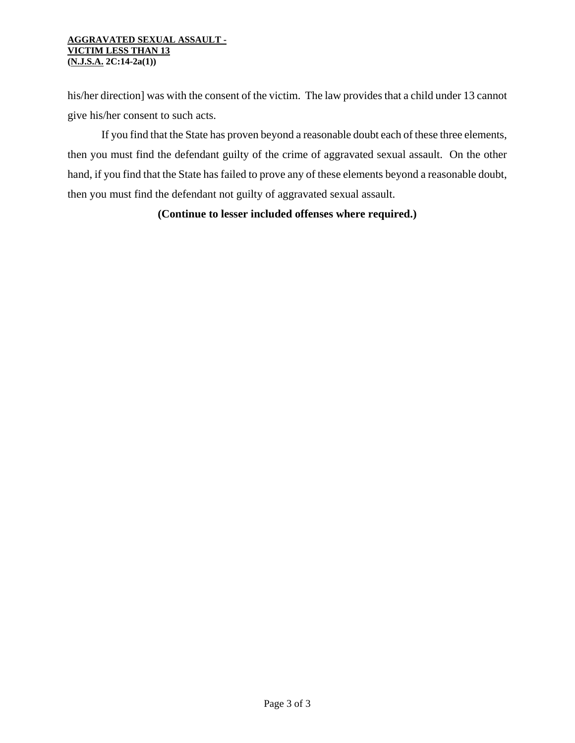his/her direction] was with the consent of the victim. The law provides that a child under 13 cannot give his/her consent to such acts.

If you find that the State has proven beyond a reasonable doubt each of these three elements, then you must find the defendant guilty of the crime of aggravated sexual assault. On the other hand, if you find that the State has failed to prove any of these elements beyond a reasonable doubt, then you must find the defendant not guilty of aggravated sexual assault.

**(Continue to lesser included offenses where required.)**